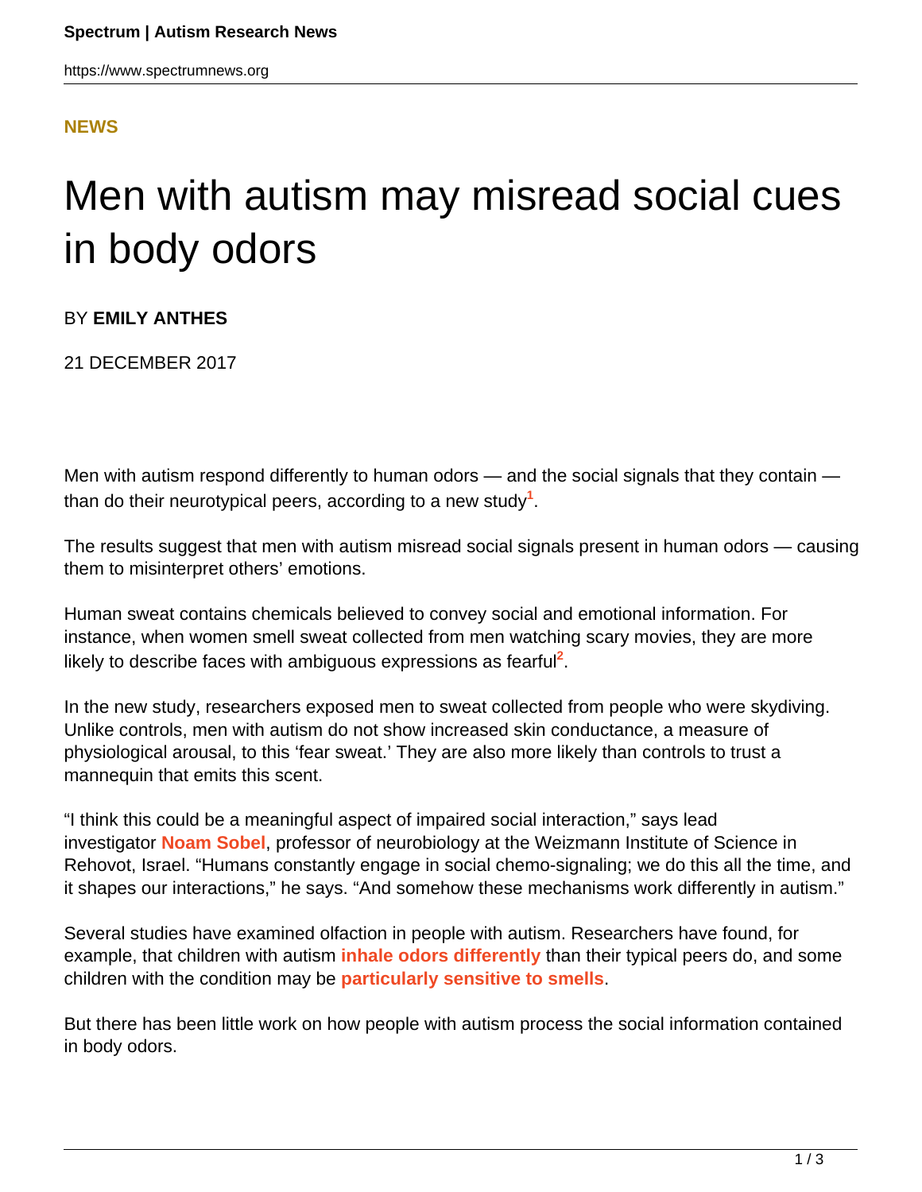**NEWS**

# Men with autism may misread social cues in body odors

BY **EMILY ANTHES**

21 DECEMBER 2017

Men with autism respond differently to human odors — and the social signals that they contain — than do their neurotypical peers, according to a new study[1].

The results suggest that men with autism misread social signals present in human odors — causing them to misinterpret others' emotions.

Human sweat contains chemicals believed to convey social and emotional information. For instance, when women smell sweat collected from men watching scary movies, they are more likely to describe faces with ambiguous expressions as fearful[2].

In the new study, researchers exposed men to sweat collected from people who were skydiving. Unlike controls, men with autism do not show increased skin conductance, a measure of physiological arousal, to this 'fear sweat.' They are also more likely than controls to trust a mannequin that emits this scent.

"I think this could be a meaningful aspect of impaired social interaction," says lead investigator **Noam Sobel**, professor of neurobiology at the Weizmann Institute of Science in Rehovot, Israel. "Humans constantly engage in social chemo-signaling; we do this all the time, and it shapes our interactions," he says. "And somehow these mechanisms work differently in autism."

Several studies have examined olfaction in people with autism. Researchers have found, for example, that children with autism **inhale odors differently** than their typical peers do, and some children with the condition may be **particularly sensitive to smells**.

But there has been little work on how people with autism process the social information contained in body odors.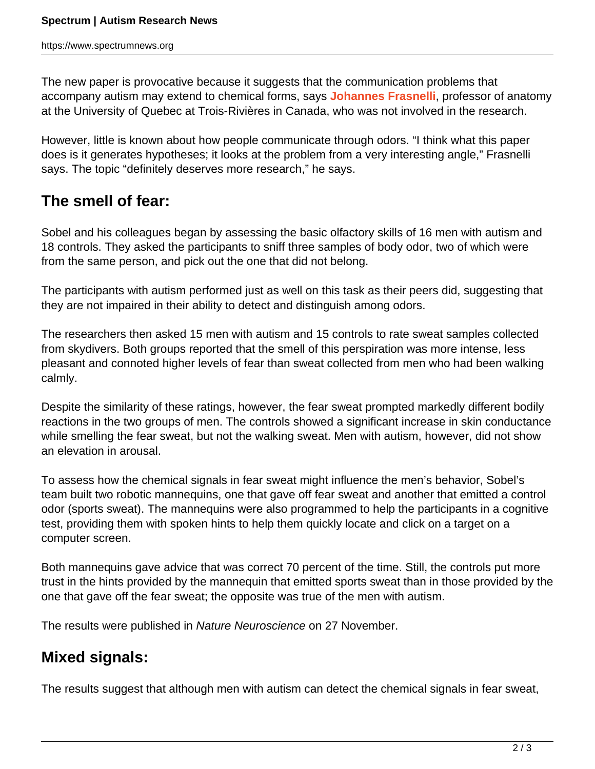The new paper is provocative because it suggests that the communication problems that accompany autism may extend to chemical forms, says **Johannes Frasnelli**, professor of anatomy at the University of Quebec at Trois-Rivières in Canada, who was not involved in the research.

However, little is known about how people communicate through odors. "I think what this paper does is it generates hypotheses; it looks at the problem from a very interesting angle," Frasnelli says. The topic "definitely deserves more research," he says.

## The smell of fear:

Sobel and his colleagues began by assessing the basic olfactory skills of 16 men with autism and 18 controls. They asked the participants to sniff three samples of body odor, two of which were from the same person, and pick out the one that did not belong.

The participants with autism performed just as well on this task as their peers did, suggesting that they are not impaired in their ability to detect and distinguish among odors.

The researchers then asked 15 men with autism and 15 controls to rate sweat samples collected from skydivers. Both groups reported that the smell of this perspiration was more intense, less pleasant and connoted higher levels of fear than sweat collected from men who had been walking calmly.

Despite the similarity of these ratings, however, the fear sweat prompted markedly different bodily reactions in the two groups of men. The controls showed a significant increase in skin conductance while smelling the fear sweat, but not the walking sweat. Men with autism, however, did not show an elevation in arousal.

To assess how the chemical signals in fear sweat might influence the men's behavior, Sobel's team built two robotic mannequins, one that gave off fear sweat and another that emitted a control odor (sports sweat). The mannequins were also programmed to help the participants in a cognitive test, providing them with spoken hints to help them quickly locate and click on a target on a computer screen.

Both mannequins gave advice that was correct 70 percent of the time. Still, the controls put more trust in the hints provided by the mannequin that emitted sports sweat than in those provided by the one that gave off the fear sweat; the opposite was true of the men with autism.

The results were published in *Nature Neuroscience* on 27 November.

## Mixed signals:

The results suggest that although men with autism can detect the chemical signals in fear sweat,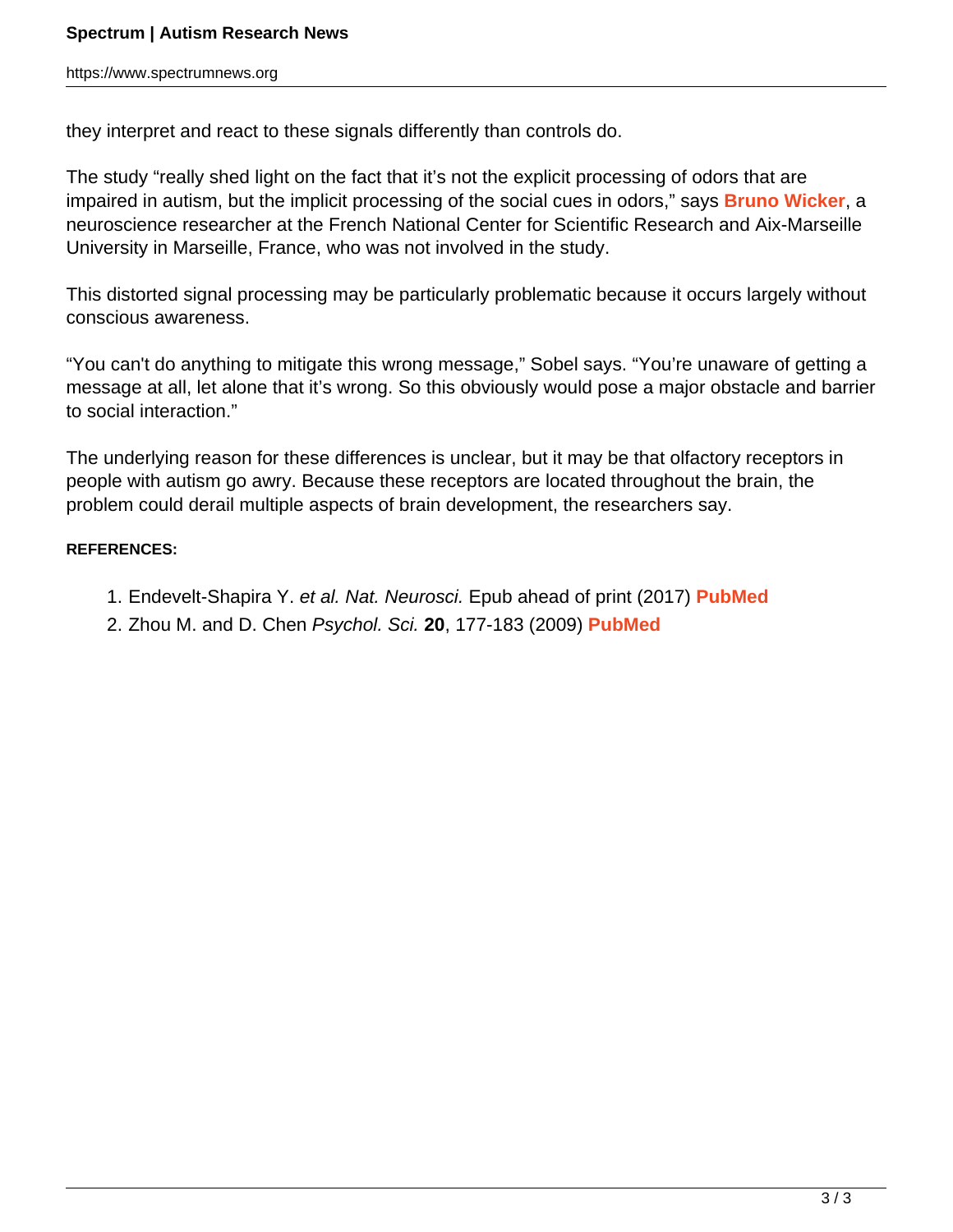they interpret and react to these signals differently than controls do.

The study "really shed light on the fact that it's not the explicit processing of odors that are impaired in autism, but the implicit processing of the social cues in odors," says **Bruno Wicker**, a neuroscience researcher at the French National Center for Scientific Research and Aix-Marseille University in Marseille, France, who was not involved in the study.

This distorted signal processing may be particularly problematic because it occurs largely without conscious awareness.

"You can't do anything to mitigate this wrong message," Sobel says. "You're unaware of getting a message at all, let alone that it's wrong. So this obviously would pose a major obstacle and barrier to social interaction."

The underlying reason for these differences is unclear, but it may be that olfactory receptors in people with autism go awry. Because these receptors are located throughout the brain, the problem could derail multiple aspects of brain development, the researchers say.

**REFERENCES:**

1. Endevelt-Shapira Y. *et al. Nat. Neurosci.* Epub ahead of print (2017) **PubMed**
2. Zhou M. and D. Chen *Psychol. Sci.* **20**, 177-183 (2009) **PubMed**